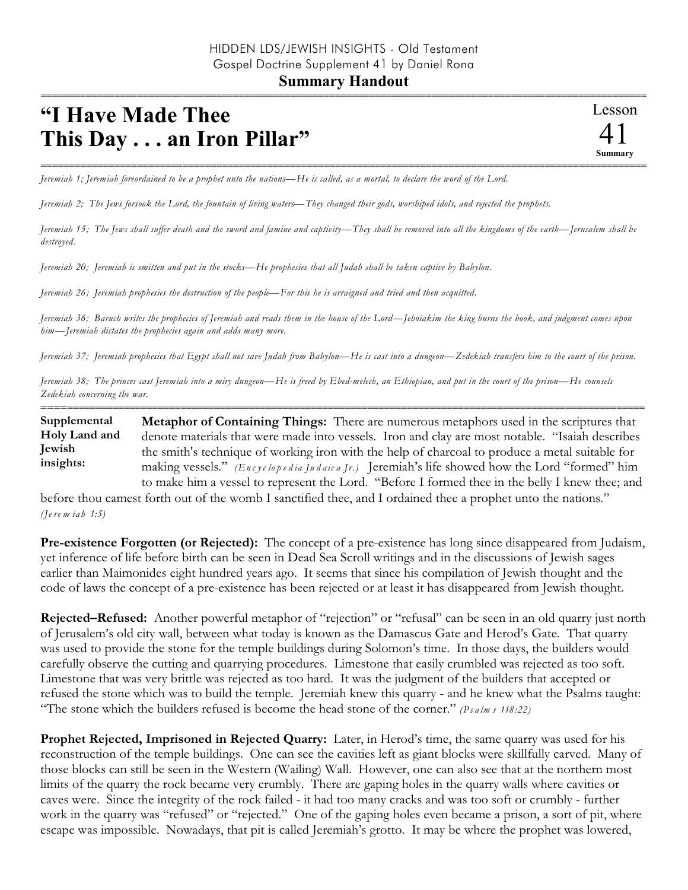HIDDEN LDS/JEWISH INSIGHTS - Old Testament
Gospel Doctrine Supplement 41 by Daniel Rona

**Summary Handout**

# "I Have Made Thee This Day . . . an Iron Pillar"

Lesson 41 **Summary**

*Jeremiah 1; Jeremiah foreordained to be a prophet unto the nations—He is called, as a mortal, to declare the word of the Lord.*

*Jeremiah 2; The Jews forsook the Lord, the fountain of living waters—They changed their gods, worshiped idols, and rejected the prophets.*

*Jeremiah 15; The Jews shall suffer death and the sword and famine and captivity—They shall be removed into all the kingdoms of the earth—Jerusalem shall be destroyed.*

*Jeremiah 20; Jeremiah is smitten and put in the stocks—He prophesies that all Judah shall be taken captive by Babylon.*

*Jeremiah 26; Jeremiah prophesies the destruction of the people—For this he is arraigned and tried and then acquitted.*

*Jeremiah 36; Baruch writes the prophecies of Jeremiah and reads them in the house of the Lord—Jehoiakim the king burns the book, and judgment comes upon him—Jeremiah dictates the prophecies again and adds many more.*

*Jeremiah 37; Jeremiah prophesies that Egypt shall not save Judah from Babylon—He is cast into a dungeon—Zedekiah transfers him to the court of the prison.*

*Jeremiah 38; The princes cast Jeremiah into a miry dungeon—He is freed by Ebed-melech, an Ethiopian, and put in the court of the prison—He counsels Zedekiah concerning the war.*

**Supplemental Holy Land and Jewish insights:**

**Metaphor of Containing Things:** There are numerous metaphors used in the scriptures that denote materials that were made into vessels. Iron and clay are most notable. "Isaiah describes the smith's technique of working iron with the help of charcoal to produce a metal suitable for making vessels." *(Encyclopedia Judaica Jr.)* Jeremiah's life showed how the Lord "formed" him to make him a vessel to represent the Lord. "Before I formed thee in the belly I knew thee; and before thou camest forth out of the womb I sanctified thee, and I ordained thee a prophet unto the nations." *(Jeremiah 1:5)*

**Pre-existence Forgotten (or Rejected):** The concept of a pre-existence has long since disappeared from Judaism, yet inference of life before birth can be seen in Dead Sea Scroll writings and in the discussions of Jewish sages earlier than Maimonides eight hundred years ago. It seems that since his compilation of Jewish thought and the code of laws the concept of a pre-existence has been rejected or at least it has disappeared from Jewish thought.

**Rejected–Refused:** Another powerful metaphor of "rejection" or "refusal" can be seen in an old quarry just north of Jerusalem's old city wall, between what today is known as the Damascus Gate and Herod's Gate. That quarry was used to provide the stone for the temple buildings during Solomon's time. In those days, the builders would carefully observe the cutting and quarrying procedures. Limestone that easily crumbled was rejected as too soft. Limestone that was very brittle was rejected as too hard. It was the judgment of the builders that accepted or refused the stone which was to build the temple. Jeremiah knew this quarry - and he knew what the Psalms taught: "The stone which the builders refused is become the head stone of the corner." *(Psalms 118:22)*

**Prophet Rejected, Imprisoned in Rejected Quarry:** Later, in Herod's time, the same quarry was used for his reconstruction of the temple buildings. One can see the cavities left as giant blocks were skillfully carved. Many of those blocks can still be seen in the Western (Wailing) Wall. However, one can also see that at the northern most limits of the quarry the rock became very crumbly. There are gaping holes in the quarry walls where cavities or caves were. Since the integrity of the rock failed - it had too many cracks and was too soft or crumbly - further work in the quarry was "refused" or "rejected." One of the gaping holes even became a prison, a sort of pit, where escape was impossible. Nowadays, that pit is called Jeremiah's grotto. It may be where the prophet was lowered,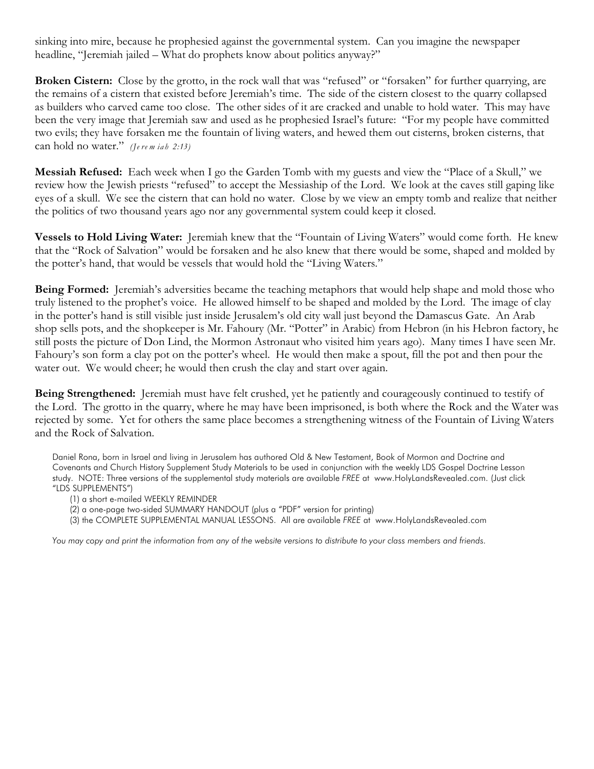sinking into mire, because he prophesied against the governmental system. Can you imagine the newspaper headline, "Jeremiah jailed – What do prophets know about politics anyway?"

**Broken Cistern:** Close by the grotto, in the rock wall that was "refused" or "forsaken" for further quarrying, are the remains of a cistern that existed before Jeremiah's time. The side of the cistern closest to the quarry collapsed as builders who carved came too close. The other sides of it are cracked and unable to hold water. This may have been the very image that Jeremiah saw and used as he prophesied Israel's future: "For my people have committed two evils; they have forsaken me the fountain of living waters, and hewed them out cisterns, broken cisterns, that can hold no water." *(Jeremiah 2:13)*

**Messiah Refused:** Each week when I go the Garden Tomb with my guests and view the "Place of a Skull," we review how the Jewish priests "refused" to accept the Messiaship of the Lord. We look at the caves still gaping like eyes of a skull. We see the cistern that can hold no water. Close by we view an empty tomb and realize that neither the politics of two thousand years ago nor any governmental system could keep it closed.

**Vessels to Hold Living Water:** Jeremiah knew that the "Fountain of Living Waters" would come forth. He knew that the "Rock of Salvation" would be forsaken and he also knew that there would be some, shaped and molded by the potter's hand, that would be vessels that would hold the "Living Waters."

**Being Formed:** Jeremiah's adversities became the teaching metaphors that would help shape and mold those who truly listened to the prophet's voice. He allowed himself to be shaped and molded by the Lord. The image of clay in the potter's hand is still visible just inside Jerusalem's old city wall just beyond the Damascus Gate. An Arab shop sells pots, and the shopkeeper is Mr. Fahoury (Mr. "Potter" in Arabic) from Hebron (in his Hebron factory, he still posts the picture of Don Lind, the Mormon Astronaut who visited him years ago). Many times I have seen Mr. Fahoury's son form a clay pot on the potter's wheel. He would then make a spout, fill the pot and then pour the water out. We would cheer; he would then crush the clay and start over again.

**Being Strengthened:** Jeremiah must have felt crushed, yet he patiently and courageously continued to testify of the Lord. The grotto in the quarry, where he may have been imprisoned, is both where the Rock and the Water was rejected by some. Yet for others the same place becomes a strengthening witness of the Fountain of Living Waters and the Rock of Salvation.

Daniel Rona, born in Israel and living in Jerusalem has authored Old & New Testament, Book of Mormon and Doctrine and Covenants and Church History Supplement Study Materials to be used in conjunction with the weekly LDS Gospel Doctrine Lesson study. NOTE: Three versions of the supplemental study materials are available *FREE* at www.HolyLandsRevealed.com. (Just click "LDS SUPPLEMENTS")

(1) a short e-mailed WEEKLY REMINDER
(2) a one-page two-sided SUMMARY HANDOUT (plus a "PDF" version for printing)
(3) the COMPLETE SUPPLEMENTAL MANUAL LESSONS. All are available *FREE* at www.HolyLandsRevealed.com

*You may copy and print the information from any of the website versions to distribute to your class members and friends.*